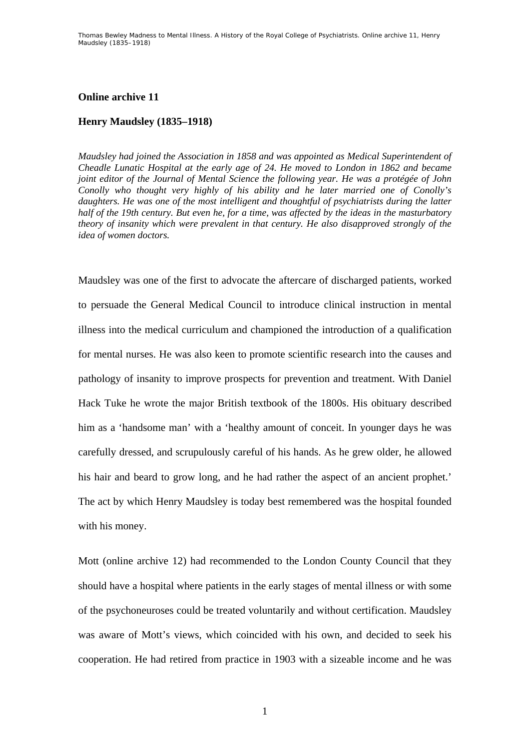## Online archive 11

## Henry Maudsley (1835–1918)

*Maudsley had joined the Association in 1858 and was appointed as Medical Superintendent of Cheadle Lunatic Hospital at the early age of 24. He moved to London in 1862 and became joint editor of the Journal of Mental Science the following year. He was a protégée of John Conolly who thought very highly of his ability and he later married one of Conolly's daughters. He was one of the most intelligent and thoughtful of psychiatrists during the latter half of the 19th century. But even he, for a time, was affected by the ideas in the masturbatory theory of insanity which were prevalent in that century. He also disapproved strongly of the idea of women doctors.*

Maudsley was one of the first to advocate the aftercare of discharged patients, worked to persuade the General Medical Council to introduce clinical instruction in mental illness into the medical curriculum and championed the introduction of a qualification for mental nurses. He was also keen to promote scientific research into the causes and pathology of insanity to improve prospects for prevention and treatment. With Daniel Hack Tuke he wrote the major British textbook of the 1800s. His obituary described him as a 'handsome man' with a 'healthy amount of conceit. In younger days he was carefully dressed, and scrupulously careful of his hands. As he grew older, he allowed his hair and beard to grow long, and he had rather the aspect of an ancient prophet.' The act by which Henry Maudsley is today best remembered was the hospital founded with his money.

Mott (online archive 12) had recommended to the London County Council that they should have a hospital where patients in the early stages of mental illness or with some of the psychoneuroses could be treated voluntarily and without certification. Maudsley was aware of Mott's views, which coincided with his own, and decided to seek his cooperation. He had retired from practice in 1903 with a sizeable income and he was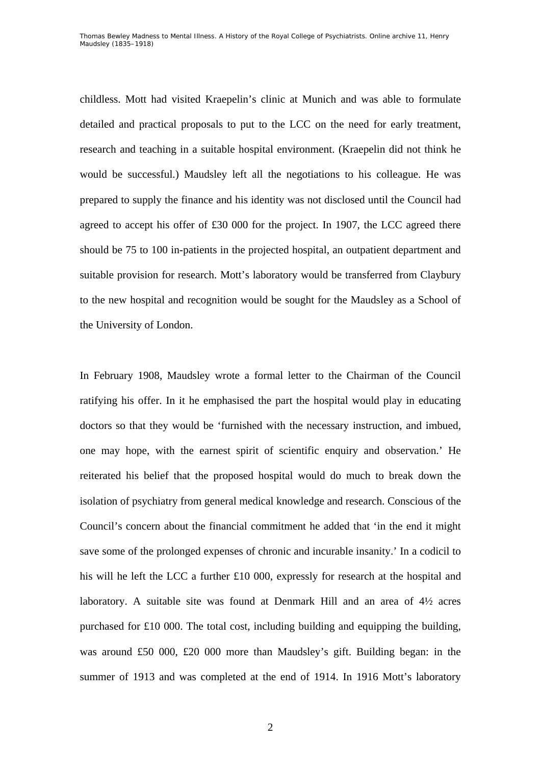childless. Mott had visited Kraepelin's clinic at Munich and was able to formulate detailed and practical proposals to put to the LCC on the need for early treatment, research and teaching in a suitable hospital environment. (Kraepelin did not think he would be successful.) Maudsley left all the negotiations to his colleague. He was prepared to supply the finance and his identity was not disclosed until the Council had agreed to accept his offer of £30 000 for the project. In 1907, the LCC agreed there should be 75 to 100 in-patients in the projected hospital, an outpatient department and suitable provision for research. Mott's laboratory would be transferred from Claybury to the new hospital and recognition would be sought for the Maudsley as a School of the University of London.

In February 1908, Maudsley wrote a formal letter to the Chairman of the Council ratifying his offer. In it he emphasised the part the hospital would play in educating doctors so that they would be 'furnished with the necessary instruction, and imbued, one may hope, with the earnest spirit of scientific enquiry and observation.' He reiterated his belief that the proposed hospital would do much to break down the isolation of psychiatry from general medical knowledge and research. Conscious of the Council's concern about the financial commitment he added that 'in the end it might save some of the prolonged expenses of chronic and incurable insanity.' In a codicil to his will he left the LCC a further £10 000, expressly for research at the hospital and laboratory. A suitable site was found at Denmark Hill and an area of 4½ acres purchased for £10 000. The total cost, including building and equipping the building, was around £50 000, £20 000 more than Maudsley's gift. Building began: in the summer of 1913 and was completed at the end of 1914. In 1916 Mott's laboratory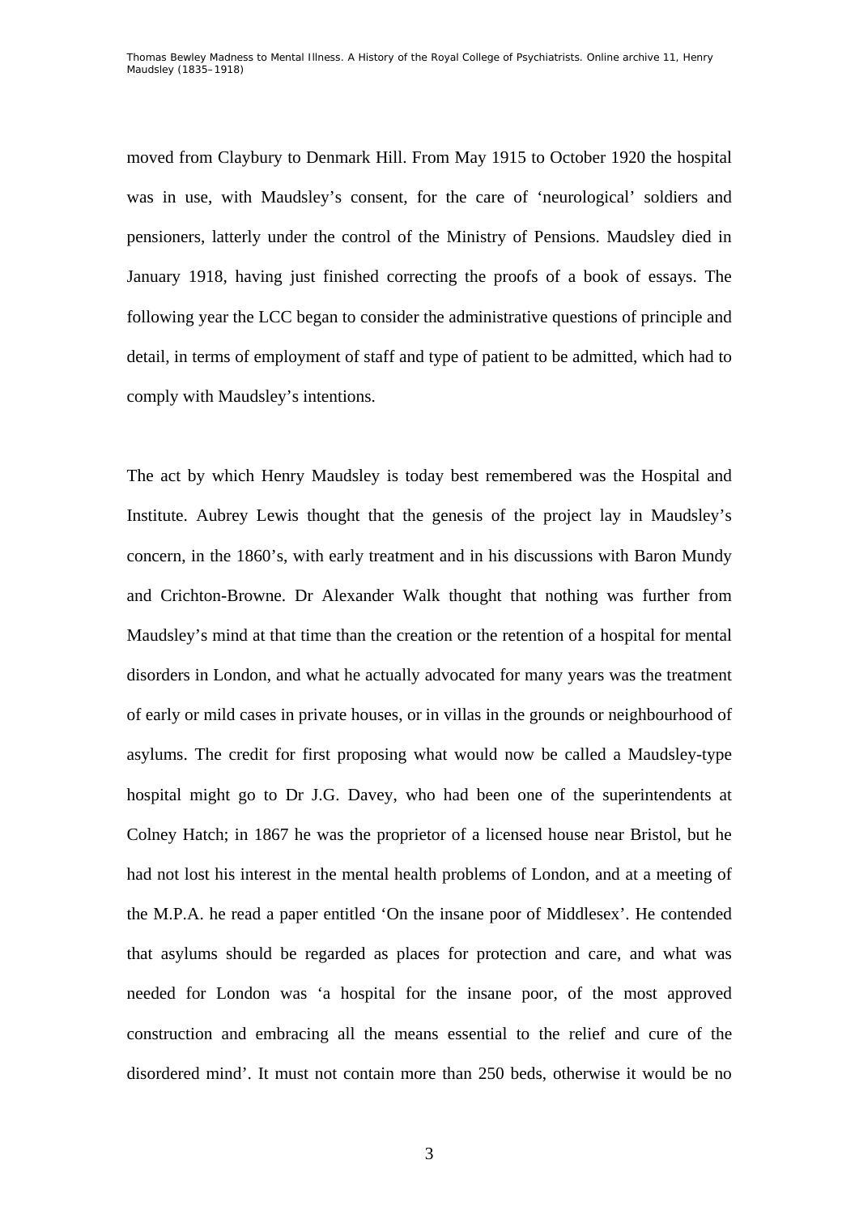moved from Claybury to Denmark Hill. From May 1915 to October 1920 the hospital was in use, with Maudsley's consent, for the care of 'neurological' soldiers and pensioners, latterly under the control of the Ministry of Pensions. Maudsley died in January 1918, having just finished correcting the proofs of a book of essays. The following year the LCC began to consider the administrative questions of principle and detail, in terms of employment of staff and type of patient to be admitted, which had to comply with Maudsley's intentions.

The act by which Henry Maudsley is today best remembered was the Hospital and Institute. Aubrey Lewis thought that the genesis of the project lay in Maudsley's concern, in the 1860's, with early treatment and in his discussions with Baron Mundy and Crichton-Browne. Dr Alexander Walk thought that nothing was further from Maudsley's mind at that time than the creation or the retention of a hospital for mental disorders in London, and what he actually advocated for many years was the treatment of early or mild cases in private houses, or in villas in the grounds or neighbourhood of asylums. The credit for first proposing what would now be called a Maudsley-type hospital might go to Dr J.G. Davey, who had been one of the superintendents at Colney Hatch; in 1867 he was the proprietor of a licensed house near Bristol, but he had not lost his interest in the mental health problems of London, and at a meeting of the M.P.A. he read a paper entitled 'On the insane poor of Middlesex'. He contended that asylums should be regarded as places for protection and care, and what was needed for London was 'a hospital for the insane poor, of the most approved construction and embracing all the means essential to the relief and cure of the disordered mind'. It must not contain more than 250 beds, otherwise it would be no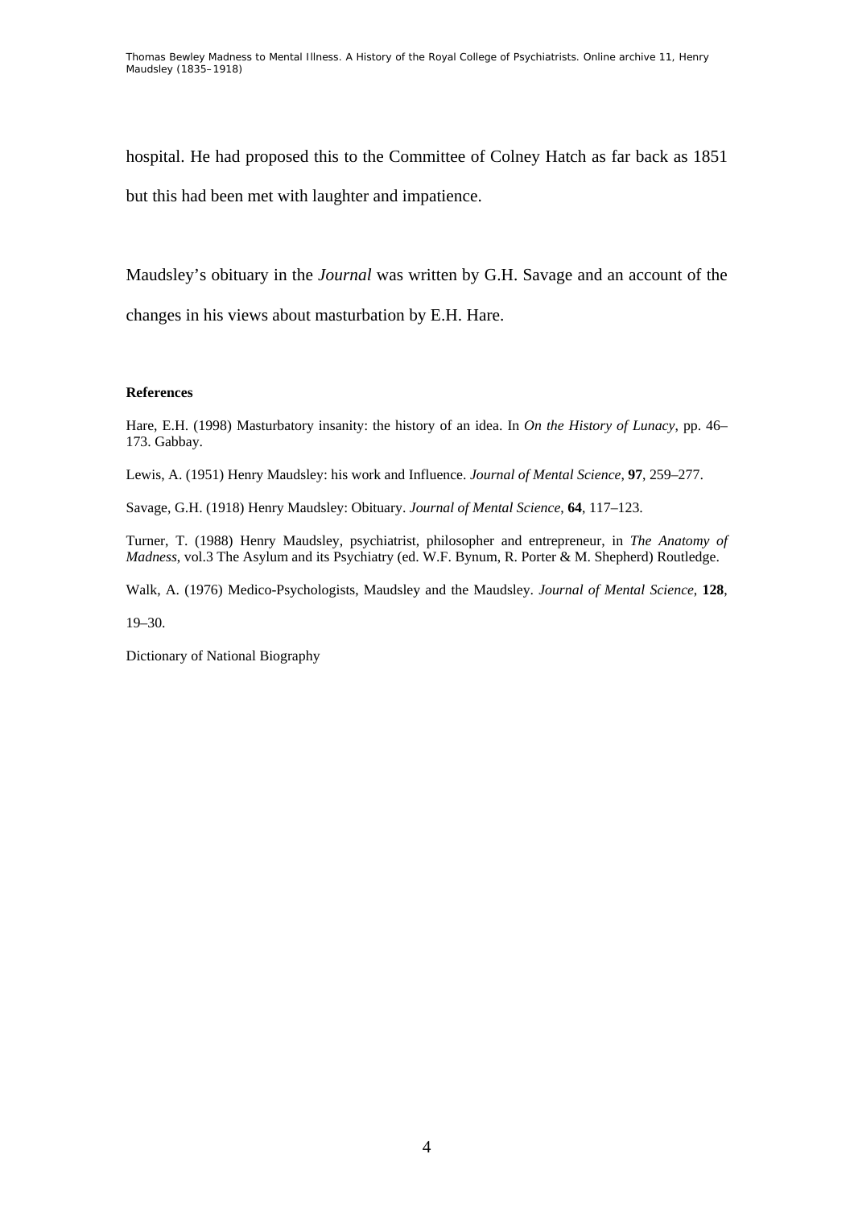hospital. He had proposed this to the Committee of Colney Hatch as far back as 1851 but this had been met with laughter and impatience.

Maudsley's obituary in the *Journal* was written by G.H. Savage and an account of the changes in his views about masturbation by E.H. Hare.

**References**

Hare, E.H. (1998) Masturbatory insanity: the history of an idea. In *On the History of Lunacy*, pp. 46–173. Gabbay.

Lewis, A. (1951) Henry Maudsley: his work and Influence. *Journal of Mental Science*, **97**, 259–277.

Savage, G.H. (1918) Henry Maudsley: Obituary. *Journal of Mental Science*, **64**, 117–123.

Turner, T. (1988) Henry Maudsley, psychiatrist, philosopher and entrepreneur, in *The Anatomy of Madness*, vol.3 The Asylum and its Psychiatry (ed. W.F. Bynum, R. Porter & M. Shepherd) Routledge.

Walk, A. (1976) Medico-Psychologists, Maudsley and the Maudsley. *Journal of Mental Science*, **128**, 19–30.

Dictionary of National Biography